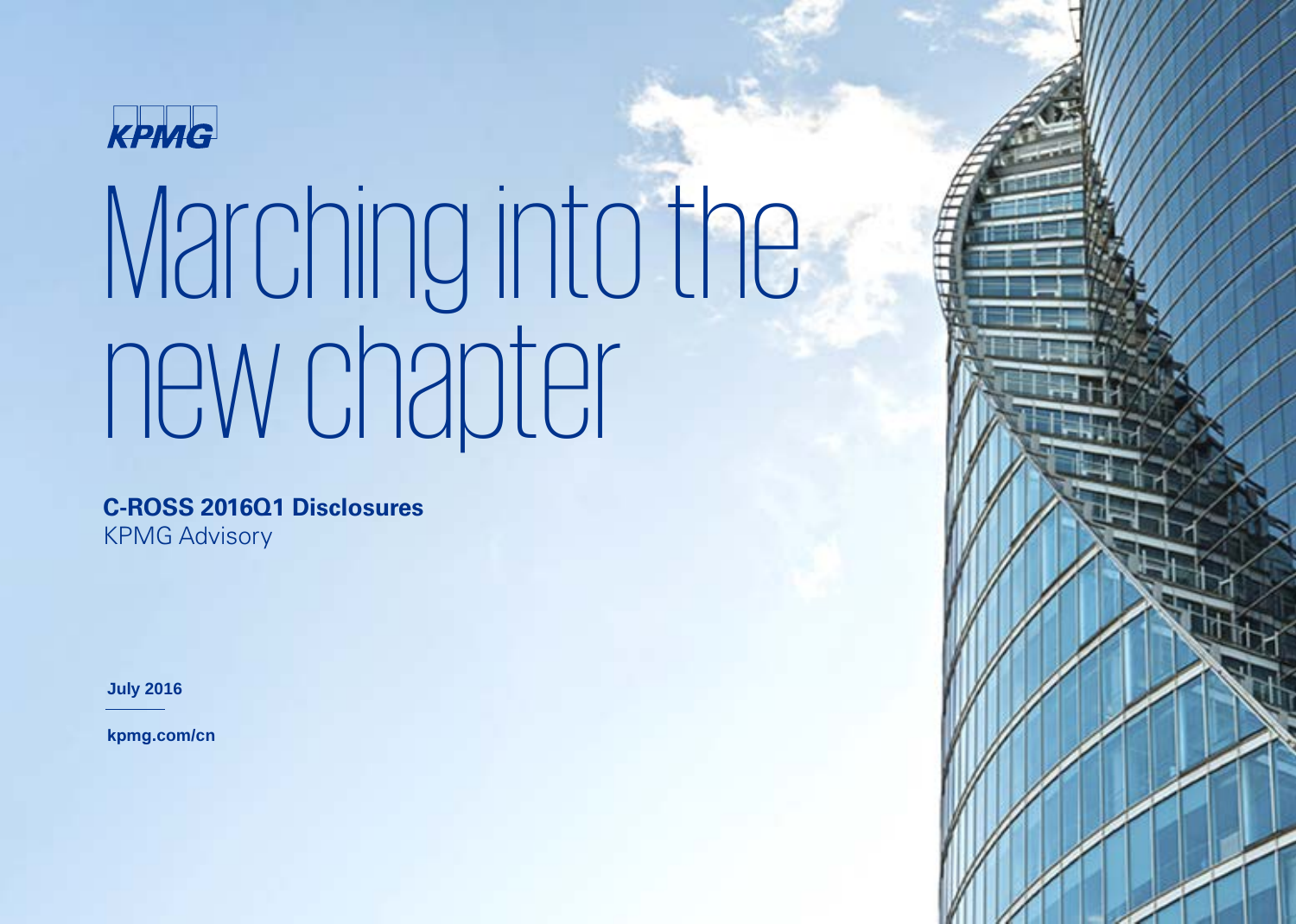KPMG

# Marching into the new chapter

**C-ROSS 2016Q1 Disclosures**
KPMG Advisory

**July 2016**

**kpmg.com/cn**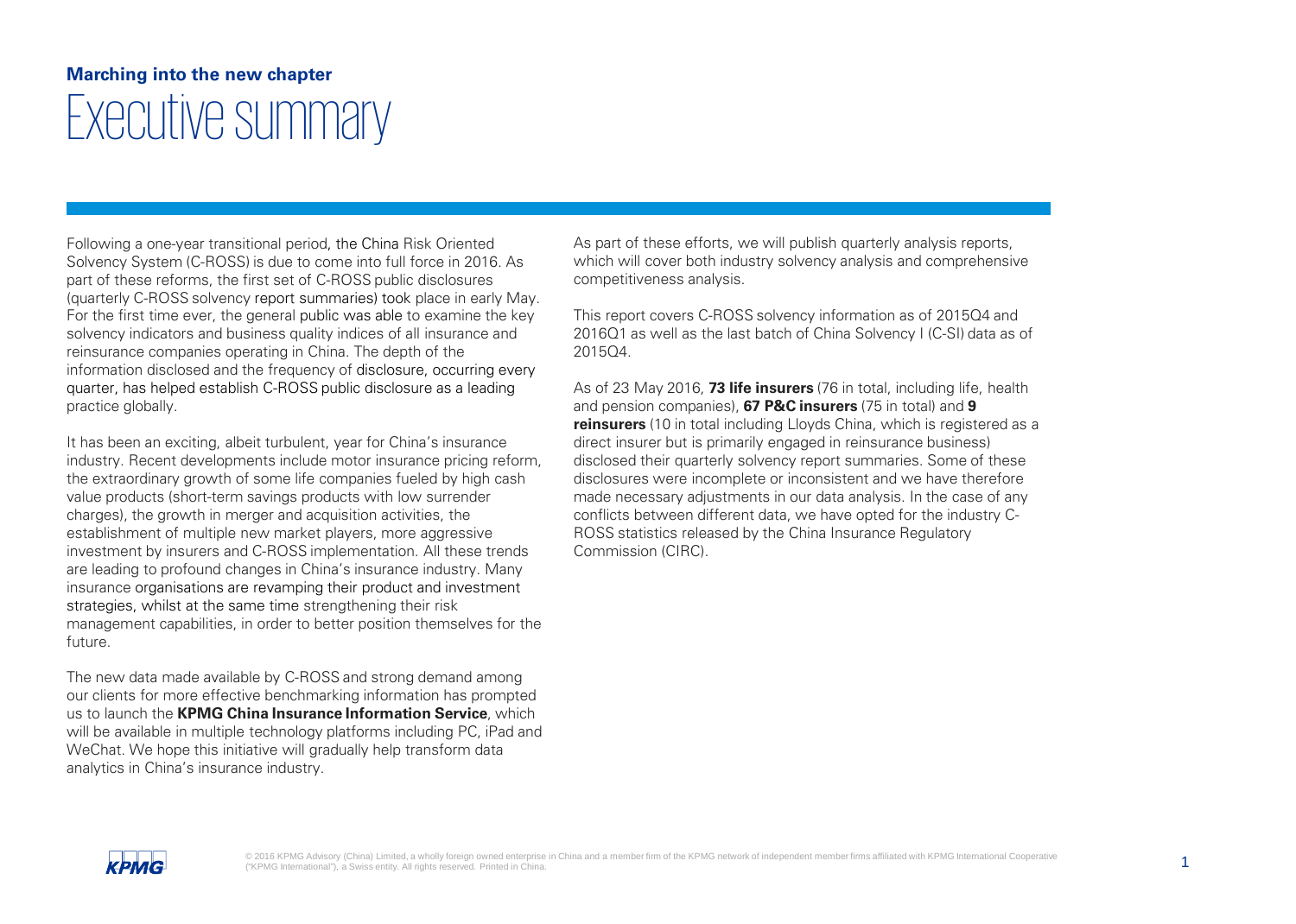**Marching into the new chapter**

# Executive summary

Following a one-year transitional period, the China Risk Oriented Solvency System (C-ROSS) is due to come into full force in 2016. As part of these reforms, the first set of C-ROSS public disclosures (quarterly C-ROSS solvency report summaries) took place in early May. For the first time ever, the general public was able to examine the key solvency indicators and business quality indices of all insurance and reinsurance companies operating in China. The depth of the information disclosed and the frequency of disclosure, occurring every quarter, has helped establish C-ROSS public disclosure as a leading practice globally.

It has been an exciting, albeit turbulent, year for China's insurance industry. Recent developments include motor insurance pricing reform, the extraordinary growth of some life companies fueled by high cash value products (short-term savings products with low surrender charges), the growth in merger and acquisition activities, the establishment of multiple new market players, more aggressive investment by insurers and C-ROSS implementation. All these trends are leading to profound changes in China's insurance industry. Many insurance organisations are revamping their product and investment strategies, whilst at the same time strengthening their risk management capabilities, in order to better position themselves for the future.

The new data made available by C-ROSS and strong demand among our clients for more effective benchmarking information has prompted us to launch the **KPMG China Insurance Information Service**, which will be available in multiple technology platforms including PC, iPad and WeChat. We hope this initiative will gradually help transform data analytics in China's insurance industry.

As part of these efforts, we will publish quarterly analysis reports, which will cover both industry solvency analysis and comprehensive competitiveness analysis.

This report covers C-ROSS solvency information as of 2015Q4 and 2016Q1 as well as the last batch of China Solvency I (C-SI) data as of 2015Q4.

As of 23 May 2016, **73 life insurers** (76 in total, including life, health and pension companies), **67 P&C insurers** (75 in total) and **9 reinsurers** (10 in total including Lloyds China, which is registered as a direct insurer but is primarily engaged in reinsurance business) disclosed their quarterly solvency report summaries. Some of these disclosures were incomplete or inconsistent and we have therefore made necessary adjustments in our data analysis. In the case of any conflicts between different data, we have opted for the industry C-ROSS statistics released by the China Insurance Regulatory Commission (CIRC).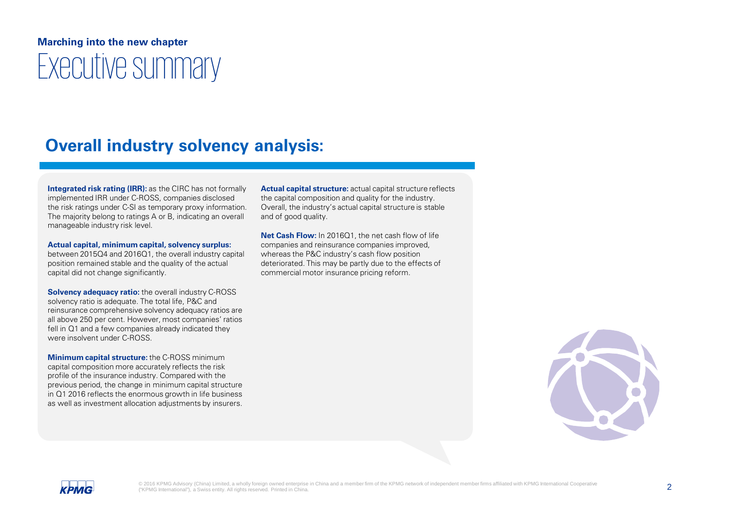**Marching into the new chapter**

# Executive summary

## Overall industry solvency analysis:

**Integrated risk rating (IRR):** as the CIRC has not formally implemented IRR under C-ROSS, companies disclosed the risk ratings under C-SI as temporary proxy information. The majority belong to ratings A or B, indicating an overall manageable industry risk level.

**Actual capital, minimum capital, solvency surplus:** between 2015Q4 and 2016Q1, the overall industry capital position remained stable and the quality of the actual capital did not change significantly.

**Solvency adequacy ratio:** the overall industry C-ROSS solvency ratio is adequate. The total life, P&C and reinsurance comprehensive solvency adequacy ratios are all above 250 per cent. However, most companies' ratios fell in Q1 and a few companies already indicated they were insolvent under C-ROSS.

**Minimum capital structure:** the C-ROSS minimum capital composition more accurately reflects the risk profile of the insurance industry. Compared with the previous period, the change in minimum capital structure in Q1 2016 reflects the enormous growth in life business as well as investment allocation adjustments by insurers.

**Actual capital structure:** actual capital structure reflects the capital composition and quality for the industry. Overall, the industry's actual capital structure is stable and of good quality.

**Net Cash Flow:** In 2016Q1, the net cash flow of life companies and reinsurance companies improved, whereas the P&C industry's cash flow position deteriorated. This may be partly due to the effects of commercial motor insurance pricing reform.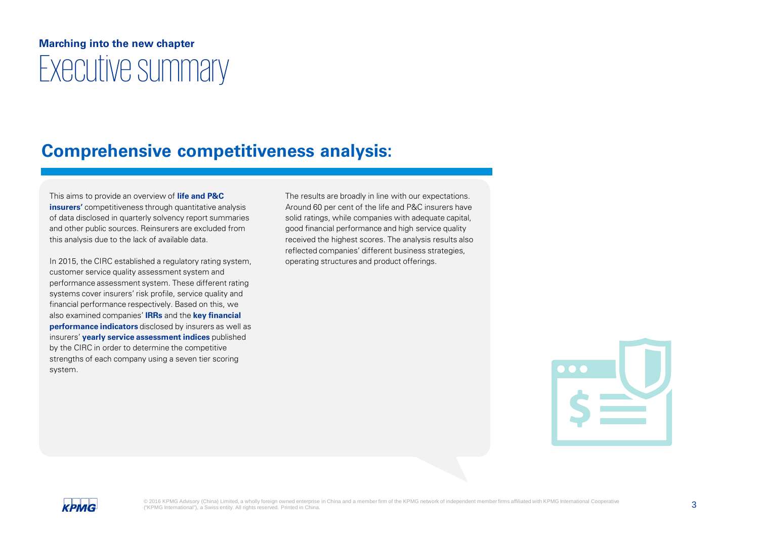**Marching into the new chapter**

# Executive summary

## Comprehensive competitiveness analysis:

This aims to provide an overview of **life and P&C insurers'** competitiveness through quantitative analysis of data disclosed in quarterly solvency report summaries and other public sources. Reinsurers are excluded from this analysis due to the lack of available data.

In 2015, the CIRC established a regulatory rating system, customer service quality assessment system and performance assessment system. These different rating systems cover insurers' risk profile, service quality and financial performance respectively. Based on this, we also examined companies' **IRRs** and the **key financial performance indicators** disclosed by insurers as well as insurers' **yearly service assessment indices** published by the CIRC in order to determine the competitive strengths of each company using a seven tier scoring system.

The results are broadly in line with our expectations. Around 60 per cent of the life and P&C insurers have solid ratings, while companies with adequate capital, good financial performance and high service quality received the highest scores. The analysis results also reflected companies' different business strategies, operating structures and product offerings.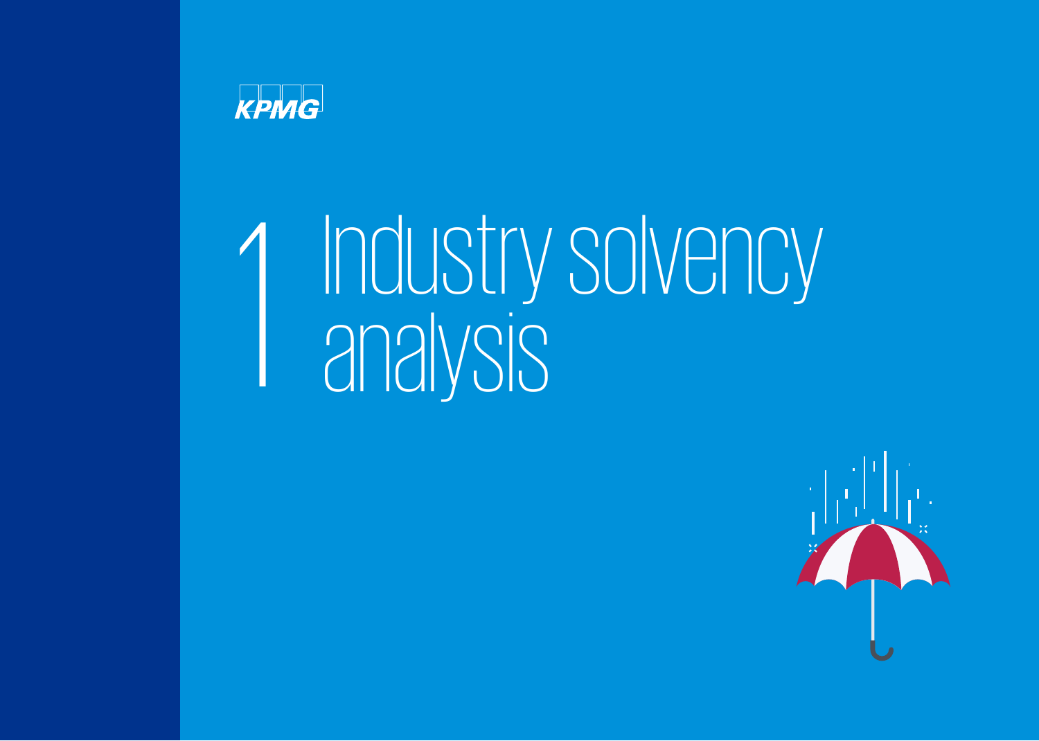# 1 Industry solvency analysis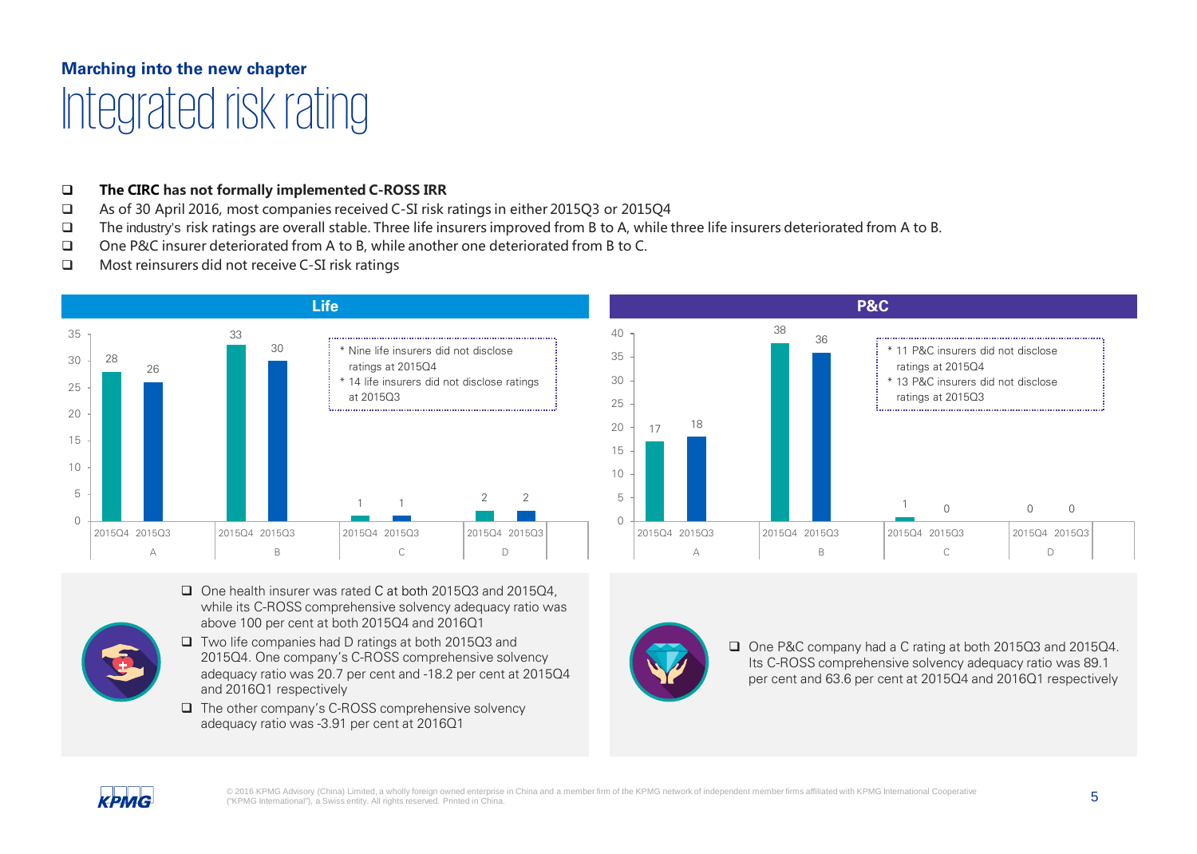Marching into the new chapter

# Integrated risk rating

- **The CIRC has not formally implemented C-ROSS IRR**
- As of 30 April 2016, most companies received C-SI risk ratings in either 2015Q3 or 2015Q4
- The industry's risk ratings are overall stable. Three life insurers improved from B to A, while three life insurers deteriorated from A to B.
- One P&C insurer deteriorated from A to B, while another one deteriorated from B to C.
- Most reinsurers did not receive C-SI risk ratings

**Life**

| Rating | 2015Q4 | 2015Q3 |
|---|---|---|
| A | 28 | 26 |
| B | 33 | 30 |
| C | 1 | 1 |
| D | 2 | 2 |

\* Nine life insurers did not disclose ratings at 2015Q4
\* 14 life insurers did not disclose ratings at 2015Q3

**P&C**

| Rating | 2015Q4 | 2015Q3 |
|---|---|---|
| A | 17 | 18 |
| B | 38 | 36 |
| C | 1 | 0 |
| D | 0 | 0 |

\* 11 P&C insurers did not disclose ratings at 2015Q4
\* 13 P&C insurers did not disclose ratings at 2015Q3

- One health insurer was rated C at both 2015Q3 and 2015Q4, while its C-ROSS comprehensive solvency adequacy ratio was above 100 per cent at both 2015Q4 and 2016Q1
- Two life companies had D ratings at both 2015Q3 and 2015Q4. One company's C-ROSS comprehensive solvency adequacy ratio was 20.7 per cent and -18.2 per cent at 2015Q4 and 2016Q1 respectively
- The other company's C-ROSS comprehensive solvency adequacy ratio was -3.91 per cent at 2016Q1

- One P&C company had a C rating at both 2015Q3 and 2015Q4. Its C-ROSS comprehensive solvency adequacy ratio was 89.1 per cent and 63.6 per cent at 2015Q4 and 2016Q1 respectively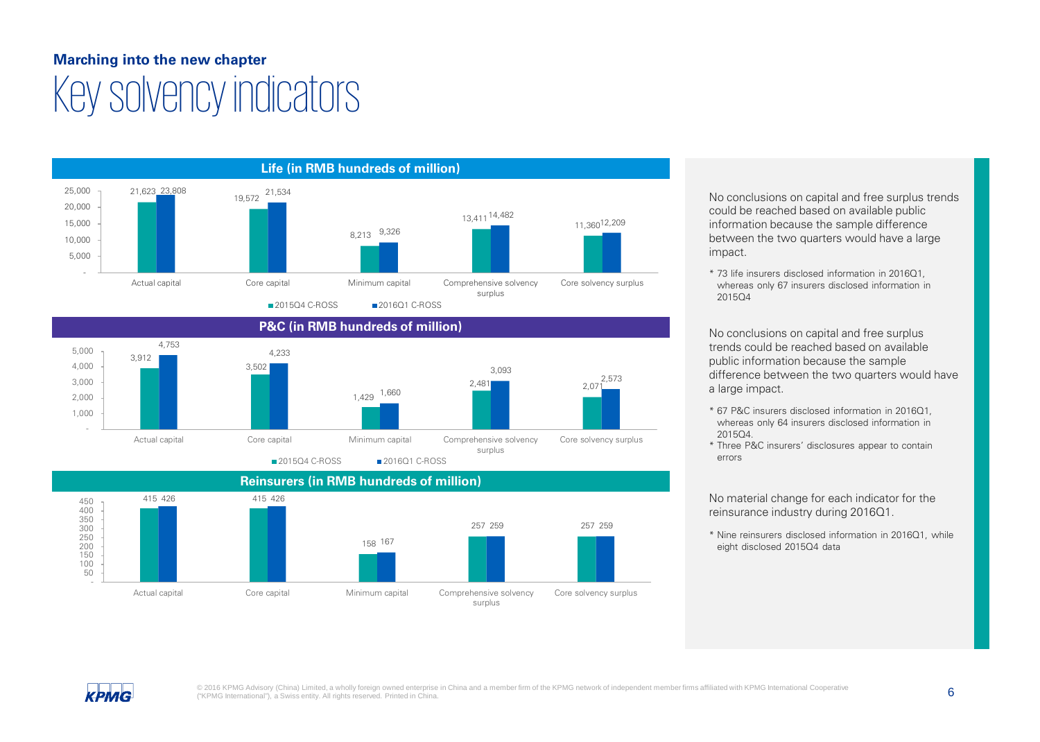**Marching into the new chapter**

# Key solvency indicators

### Life (in RMB hundreds of million)

| | 2015Q4 C-ROSS | 2016Q1 C-ROSS |
|---|---|---|
| Actual capital | 21,623 | 23,808 |
| Core capital | 19,572 | 21,534 |
| Minimum capital | 8,213 | 9,326 |
| Comprehensive solvency surplus | 13,411 | 14,482 |
| Core solvency surplus | 11,360 | 12,209 |

### P&C (in RMB hundreds of million)

| | 2015Q4 C-ROSS | 2016Q1 C-ROSS |
|---|---|---|
| Actual capital | 3,912 | 4,753 |
| Core capital | 3,502 | 4,233 |
| Minimum capital | 1,429 | 1,660 |
| Comprehensive solvency surplus | 2,481 | 3,093 |
| Core solvency surplus | 2,071 | 2,573 |

### Reinsurers (in RMB hundreds of million)

| | 2015Q4 C-ROSS | 2016Q1 C-ROSS |
|---|---|---|
| Actual capital | 415 | 426 |
| Core capital | 415 | 426 |
| Minimum capital | 158 | 167 |
| Comprehensive solvency surplus | 257 | 259 |
| Core solvency surplus | 257 | 259 |

No conclusions on capital and free surplus trends could be reached based on available public information because the sample difference between the two quarters would have a large impact.

* 73 life insurers disclosed information in 2016Q1, whereas only 67 insurers disclosed information in 2015Q4

No conclusions on capital and free surplus trends could be reached based on available public information because the sample difference between the two quarters would have a large impact.

* 67 P&C insurers disclosed information in 2016Q1, whereas only 64 insurers disclosed information in 2015Q4.
* Three P&C insurers' disclosures appear to contain errors

No material change for each indicator for the reinsurance industry during 2016Q1.

* Nine reinsurers disclosed information in 2016Q1, while eight disclosed 2015Q4 data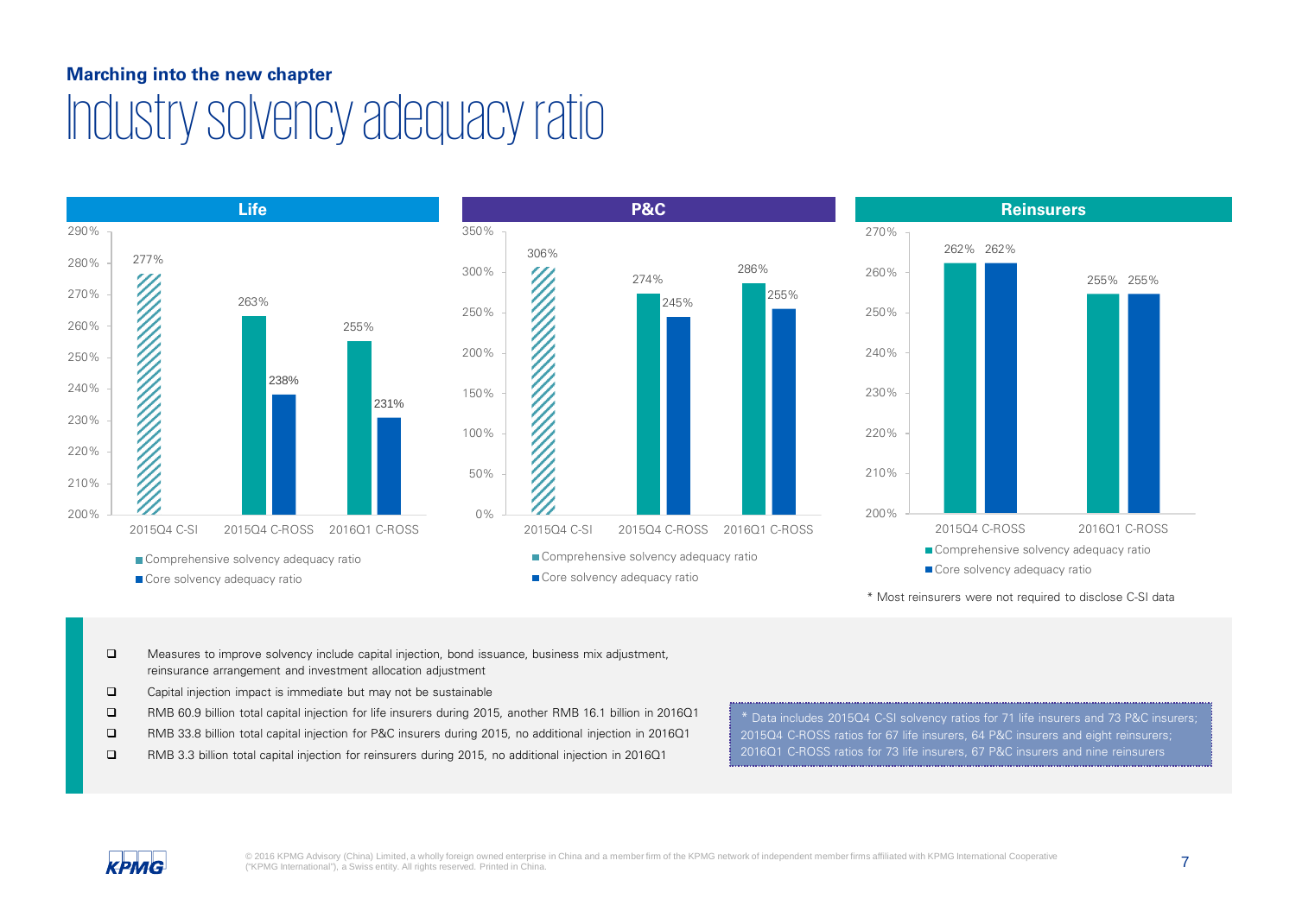**Marching into the new chapter**

# Industry solvency adequacy ratio

## Life

| | Comprehensive solvency adequacy ratio | Core solvency adequacy ratio |
|---|---|---|
| 2015Q4 C-SI | 277% | |
| 2015Q4 C-ROSS | 263% | 238% |
| 2016Q1 C-ROSS | 255% | 231% |

## P&C

| | Comprehensive solvency adequacy ratio | Core solvency adequacy ratio |
|---|---|---|
| 2015Q4 C-SI | 306% | |
| 2015Q4 C-ROSS | 274% | 245% |
| 2016Q1 C-ROSS | 286% | 255% |

## Reinsurers

| | Comprehensive solvency adequacy ratio | Core solvency adequacy ratio |
|---|---|---|
| 2015Q4 C-ROSS | 262% | 262% |
| 2016Q1 C-ROSS | 255% | 255% |

* Most reinsurers were not required to disclose C-SI data

- Measures to improve solvency include capital injection, bond issuance, business mix adjustment, reinsurance arrangement and investment allocation adjustment
- Capital injection impact is immediate but may not be sustainable
- RMB 60.9 billion total capital injection for life insurers during 2015, another RMB 16.1 billion in 2016Q1
- RMB 33.8 billion total capital injection for P&C insurers during 2015, no additional injection in 2016Q1
- RMB 3.3 billion total capital injection for reinsurers during 2015, no additional injection in 2016Q1

* Data includes 2015Q4 C-SI solvency ratios for 71 life insurers and 73 P&C insurers; 2015Q4 C-ROSS ratios for 67 life insurers, 64 P&C insurers and eight reinsurers; 2016Q1 C-ROSS ratios for 73 life insurers, 67 P&C insurers and nine reinsurers

© 2016 KPMG Advisory (China) Limited, a wholly foreign owned enterprise in China and a member firm of the KPMG network of independent member firms affiliated with KPMG International Cooperative ("KPMG International"), a Swiss entity. All rights reserved. Printed in China.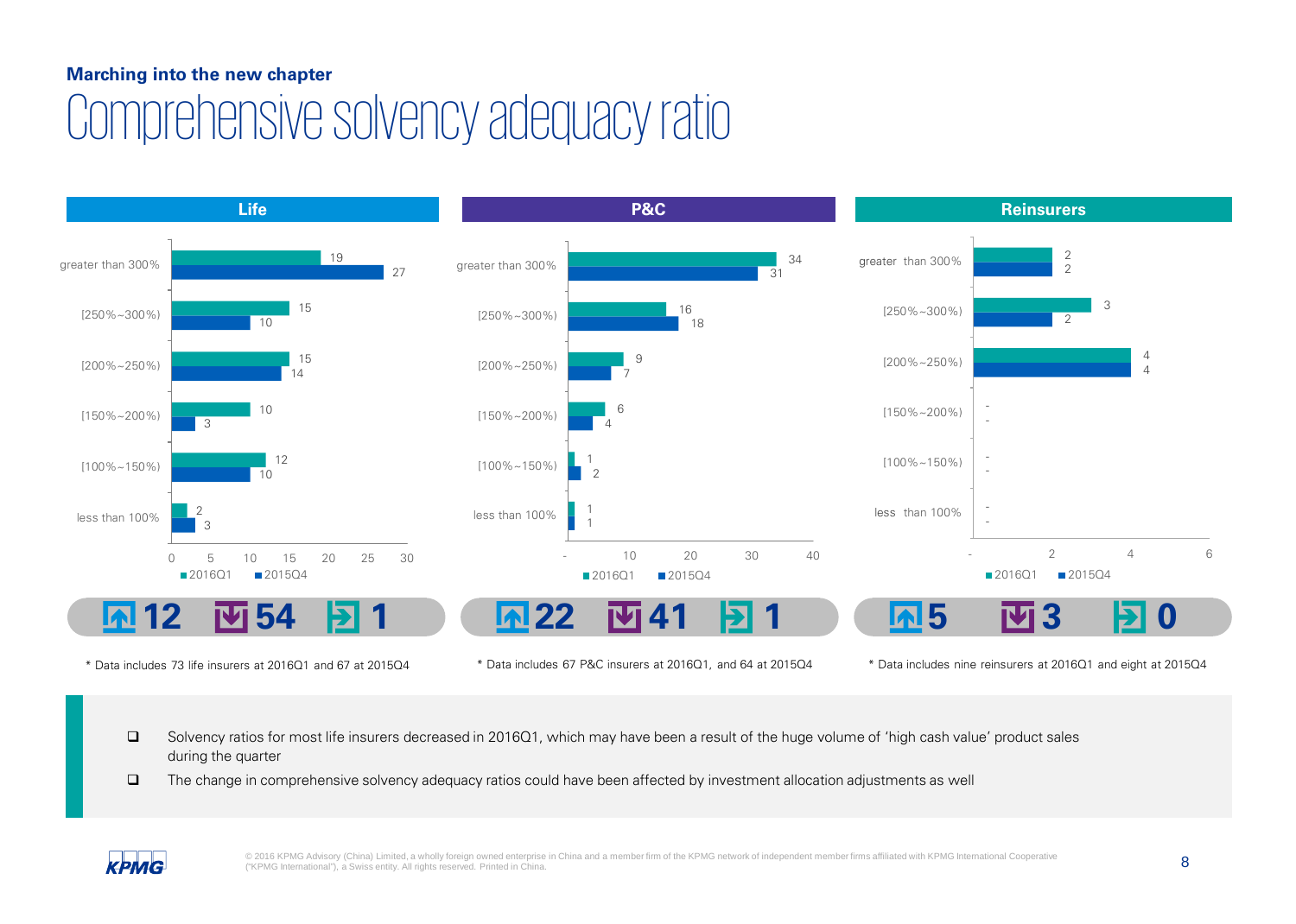**Marching into the new chapter**

# Comprehensive solvency adequacy ratio

## Life

| | 2016Q1 | 2015Q4 |
|---|---|---|
| greater than 300% | 19 | 27 |
| [250%~300%) | 15 | 10 |
| [200%~250%) | 15 | 14 |
| [150%~200%) | 10 | 3 |
| [100%~150%) | 12 | 10 |
| less than 100% | 2 | 3 |

↑ 12 ↓ 54 → 1

\* Data includes 73 life insurers at 2016Q1 and 67 at 2015Q4

## P&C

| | 2016Q1 | 2015Q4 |
|---|---|---|
| greater than 300% | 34 | 31 |
| [250%~300%) | 16 | 18 |
| [200%~250%) | 9 | 7 |
| [150%~200%) | 6 | 4 |
| [100%~150%) | 1 | 2 |
| less than 100% | 1 | 1 |

↑ 22 ↓ 41 → 1

\* Data includes 67 P&C insurers at 2016Q1, and 64 at 2015Q4

## Reinsurers

| | 2016Q1 | 2015Q4 |
|---|---|---|
| greater than 300% | 2 | 2 |
| [250%~300%) | 3 | 2 |
| [200%~250%) | 4 | 4 |
| [150%~200%) | - | - |
| [100%~150%) | - | - |
| less than 100% | - | - |

↑ 5 ↓ 3 → 0

\* Data includes nine reinsurers at 2016Q1 and eight at 2015Q4

- Solvency ratios for most life insurers decreased in 2016Q1, which may have been a result of the huge volume of 'high cash value' product sales during the quarter
- The change in comprehensive solvency adequacy ratios could have been affected by investment allocation adjustments as well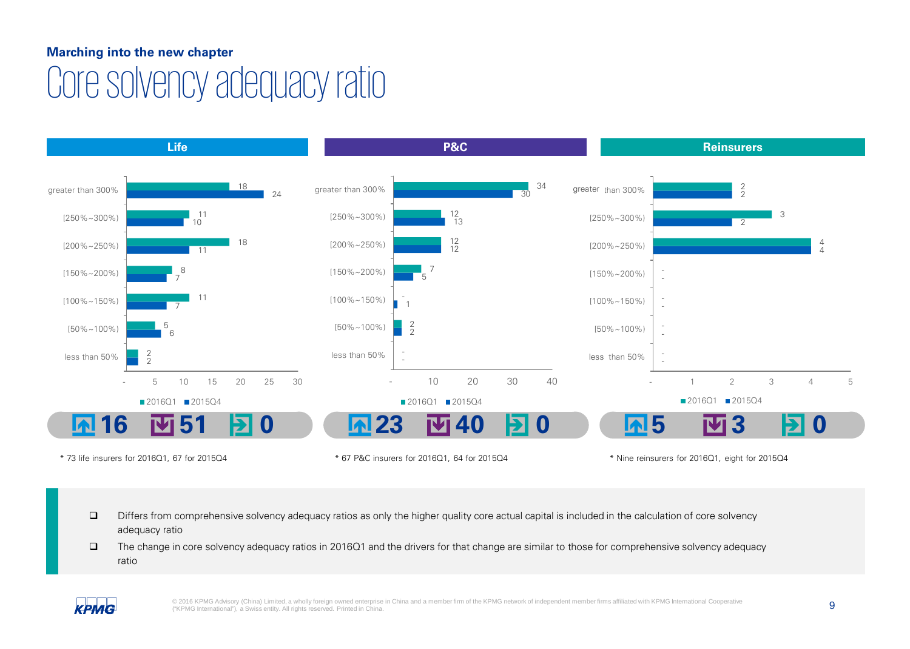**Marching into the new chapter**

# Core solvency adequacy ratio

## Life

| | 2016Q1 | 2015Q4 |
|---|---|---|
| greater than 300% | 18 | 24 |
| [250%~300%) | 11 | 10 |
| [200%~250%) | 18 | 11 |
| [150%~200%) | 8 | 7 |
| [100%~150%) | 11 | 7 |
| [50%~100%) | 5 | 6 |
| less than 50% | 2 | 2 |

16 (up) 51 (down) 0 (unchanged)

\* 73 life insurers for 2016Q1, 67 for 2015Q4

## P&C

| | 2016Q1 | 2015Q4 |
|---|---|---|
| greater than 300% | 34 | 30 |
| [250%~300%) | 12 | 13 |
| [200%~250%) | 12 | 12 |
| [150%~200%) | 7 | 5 |
| [100%~150%) | - | 1 |
| [50%~100%) | 2 | 2 |
| less than 50% | - | - |

23 (up) 40 (down) 0 (unchanged)

\* 67 P&C insurers for 2016Q1, 64 for 2015Q4

## Reinsurers

| | 2016Q1 | 2015Q4 |
|---|---|---|
| greater than 300% | 2 | 2 |
| [250%~300%) | 3 | 2 |
| [200%~250%) | 4 | 4 |
| [150%~200%) | - | - |
| [100%~150%) | - | - |
| [50%~100%) | - | - |
| less than 50% | - | - |

5 (up) 3 (down) 0 (unchanged)

\* Nine reinsurers for 2016Q1, eight for 2015Q4

- Differs from comprehensive solvency adequacy ratios as only the higher quality core actual capital is included in the calculation of core solvency adequacy ratio
- The change in core solvency adequacy ratios in 2016Q1 and the drivers for that change are similar to those for comprehensive solvency adequacy ratio

© 2016 KPMG Advisory (China) Limited, a wholly foreign owned enterprise in China and a member firm of the KPMG network of independent member firms affiliated with KPMG International Cooperative ("KPMG International"), a Swiss entity. All rights reserved. Printed in China.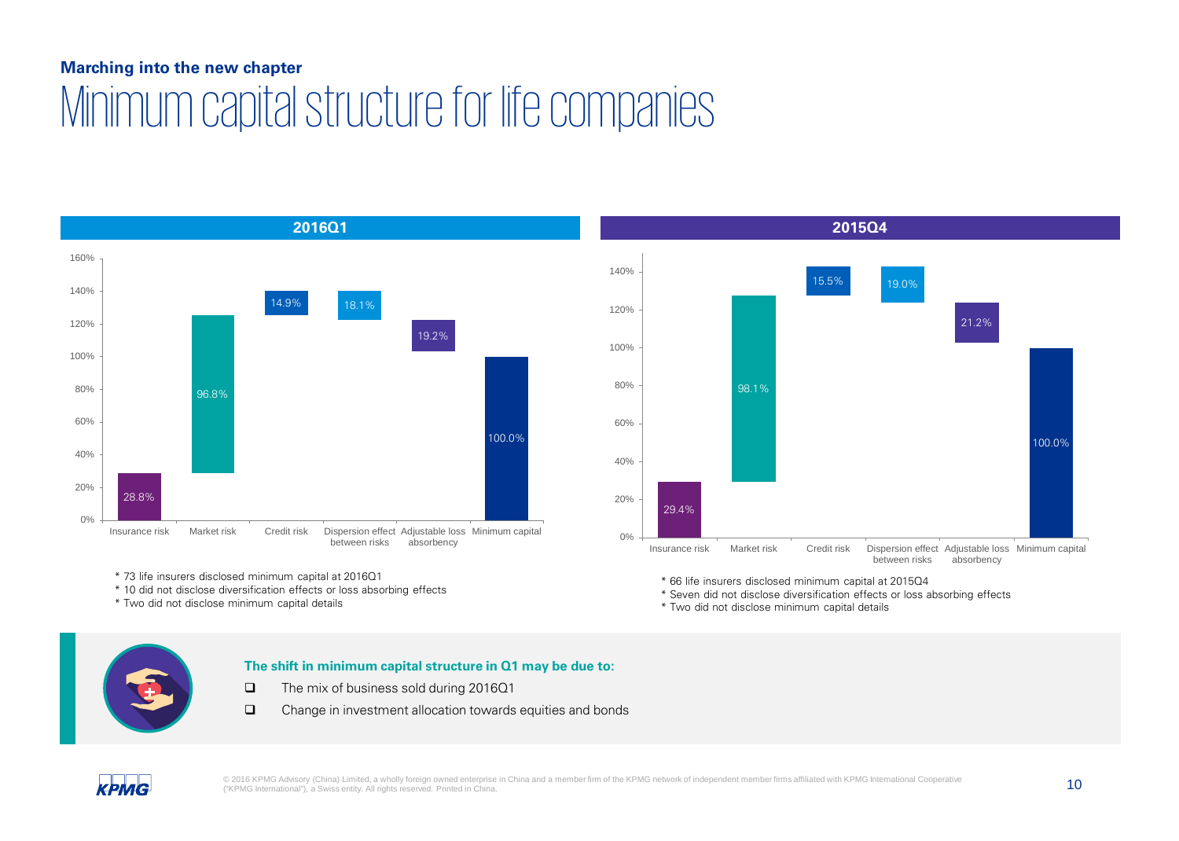**Marching into the new chapter**

# Minimum capital structure for life companies

## 2016Q1

| Component | Value |
|---|---|
| Insurance risk | 28.8% |
| Market risk | 96.8% |
| Credit risk | 14.9% |
| Dispersion effect between risks | 18.1% |
| Adjustable loss absorbency | 19.2% |
| Minimum capital | 100.0% |

* 73 life insurers disclosed minimum capital at 2016Q1
* 10 did not disclose diversification effects or loss absorbing effects
* Two did not disclose minimum capital details

## 2015Q4

| Component | Value |
|---|---|
| Insurance risk | 29.4% |
| Market risk | 98.1% |
| Credit risk | 15.5% |
| Dispersion effect between risks | 19.0% |
| Adjustable loss absorbency | 21.2% |
| Minimum capital | 100.0% |

* 66 life insurers disclosed minimum capital at 2015Q4
* Seven did not disclose diversification effects or loss absorbing effects
* Two did not disclose minimum capital details

**The shift in minimum capital structure in Q1 may be due to:**

- The mix of business sold during 2016Q1
- Change in investment allocation towards equities and bonds

© 2016 KPMG Advisory (China) Limited, a wholly foreign owned enterprise in China and a member firm of the KPMG network of independent member firms affiliated with KPMG International Cooperative ("KPMG International"), a Swiss entity. All rights reserved. Printed in China.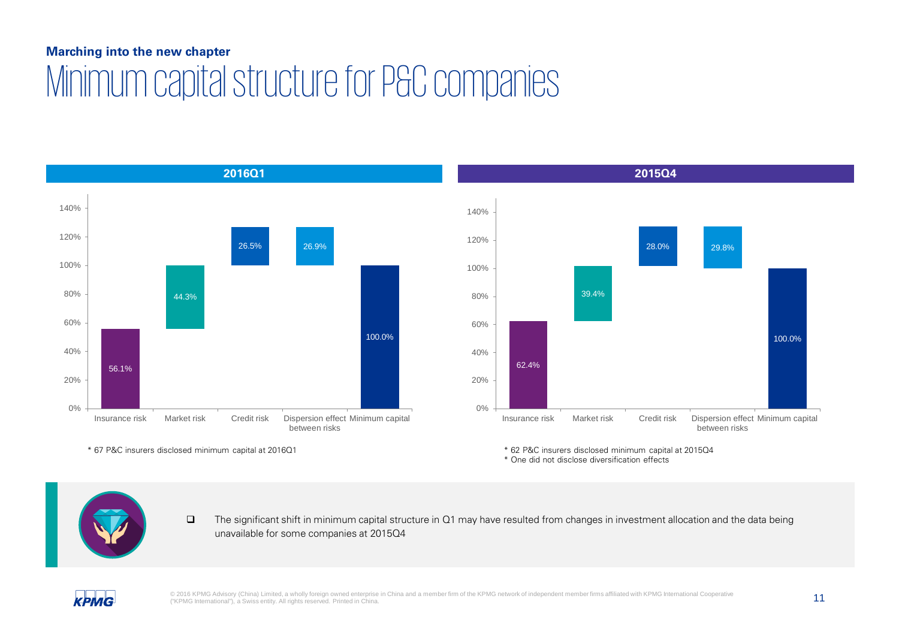**Marching into the new chapter**

# Minimum capital structure for P&C companies

## 2016Q1

| | Insurance risk | Market risk | Credit risk | Dispersion effect between risks | Minimum capital |
|---|---|---|---|---|---|
| 2016Q1 | 56.1% | 44.3% | 26.5% | 26.9% | 100.0% |

\* 67 P&C insurers disclosed minimum capital at 2016Q1

## 2015Q4

| | Insurance risk | Market risk | Credit risk | Dispersion effect between risks | Minimum capital |
|---|---|---|---|---|---|
| 2015Q4 | 62.4% | 39.4% | 28.0% | 29.8% | 100.0% |

\* 62 P&C insurers disclosed minimum capital at 2015Q4

\* One did not disclose diversification effects

- The significant shift in minimum capital structure in Q1 may have resulted from changes in investment allocation and the data being unavailable for some companies at 2015Q4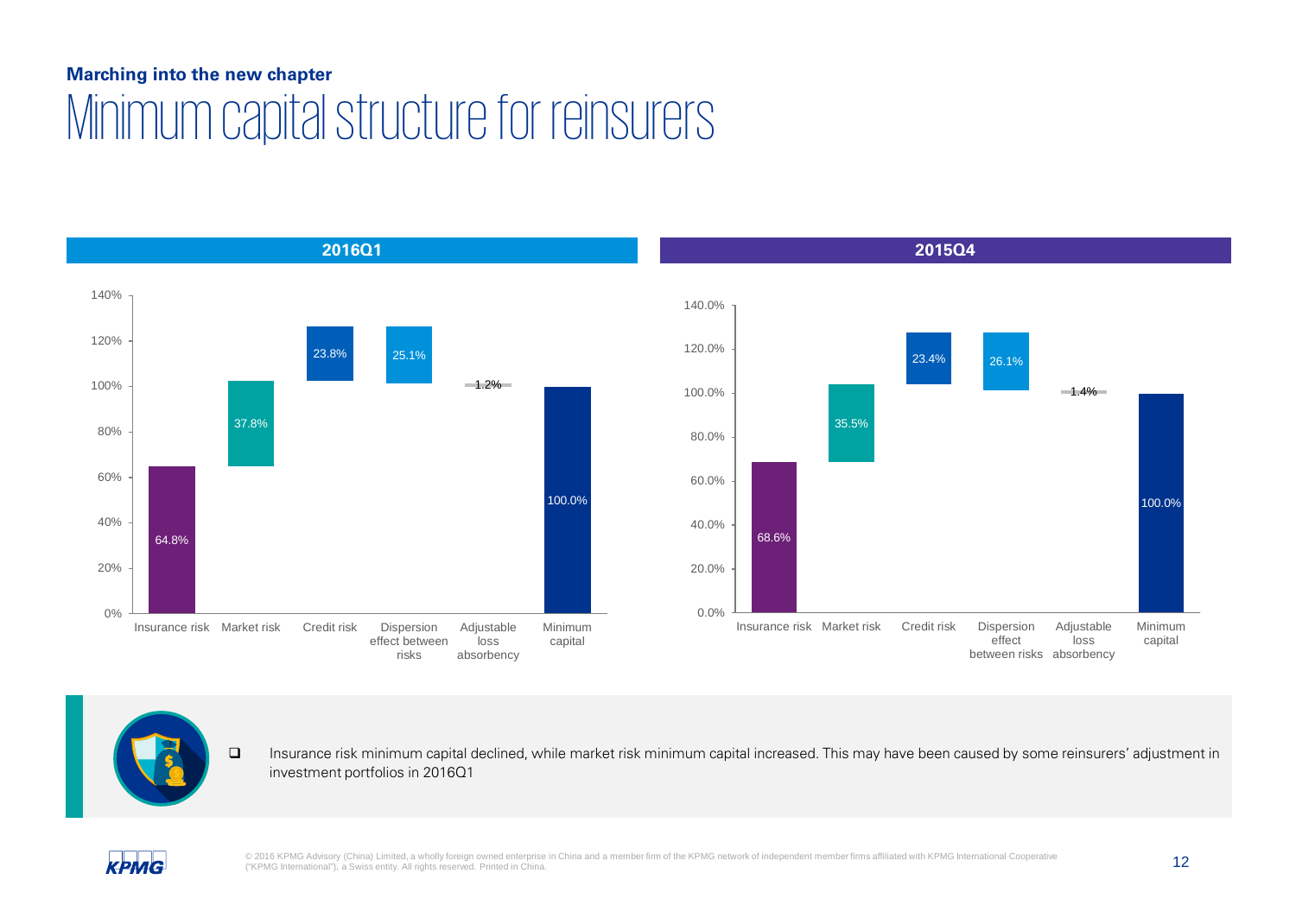**Marching into the new chapter**

# Minimum capital structure for reinsurers

## 2016Q1

| Insurance risk | Market risk | Credit risk | Dispersion effect between risks | Adjustable loss absorbency | Minimum capital |
|---|---|---|---|---|---|
| 64.8% | 37.8% | 23.8% | 25.1% | 1.2% | 100.0% |

## 2015Q4

| Insurance risk | Market risk | Credit risk | Dispersion effect between risks | Adjustable loss absorbency | Minimum capital |
|---|---|---|---|---|---|
| 68.6% | 35.5% | 23.4% | 26.1% | 1.4% | 100.0% |

- Insurance risk minimum capital declined, while market risk minimum capital increased. This may have been caused by some reinsurers' adjustment in investment portfolios in 2016Q1

© 2016 KPMG Advisory (China) Limited, a wholly foreign owned enterprise in China and a member firm of the KPMG network of independent member firms affiliated with KPMG International Cooperative ("KPMG International"), a Swiss entity. All rights reserved. Printed in China.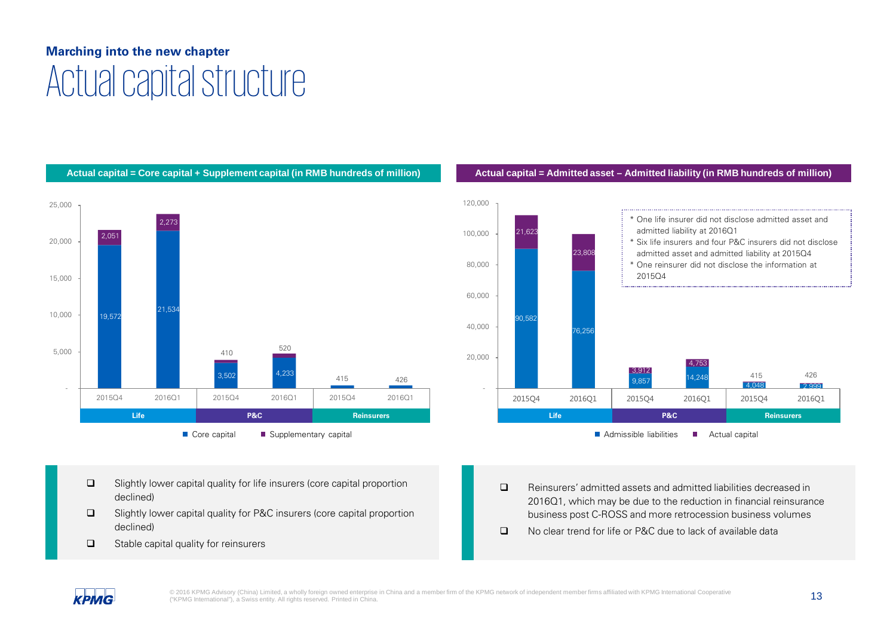**Marching into the new chapter**

# Actual capital structure

**Actual capital = Core capital + Supplement capital (in RMB hundreds of million)**

| | | Core capital | Supplementary capital |
|---|---|---|---|
| Life | 2015Q4 | 19,572 | 2,051 |
| Life | 2016Q1 | 21,534 | 2,273 |
| P&C | 2015Q4 | 3,502 | 410 |
| P&C | 2016Q1 | 4,233 | 520 |
| Reinsurers | 2015Q4 | 415 | |
| Reinsurers | 2016Q1 | 426 | |

- Slightly lower capital quality for life insurers (core capital proportion declined)
- Slightly lower capital quality for P&C insurers (core capital proportion declined)
- Stable capital quality for reinsurers

**Actual capital = Admitted asset – Admitted liability (in RMB hundreds of million)**

| | | Admissible liabilities | Actual capital |
|---|---|---|---|
| Life | 2015Q4 | 90,582 | 21,623 |
| Life | 2016Q1 | 76,256 | 23,808 |
| P&C | 2015Q4 | 9,857 | 3,912 |
| P&C | 2016Q1 | 14,248 | 4,753 |
| Reinsurers | 2015Q4 | 4,048 | 415 |
| Reinsurers | 2016Q1 | 2,999 | 426 |

\* One life insurer did not disclose admitted asset and admitted liability at 2016Q1
\* Six life insurers and four P&C insurers did not disclose admitted asset and admitted liability at 2015Q4
\* One reinsurer did not disclose the information at 2015Q4

- Reinsurers' admitted assets and admitted liabilities decreased in 2016Q1, which may be due to the reduction in financial reinsurance business post C-ROSS and more retrocession business volumes
- No clear trend for life or P&C due to lack of available data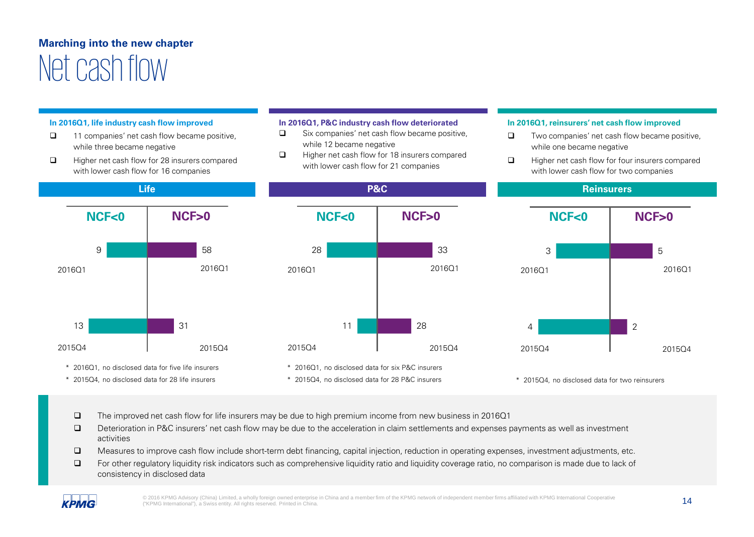## Marching into the new chapter

# Net cash flow

**In 2016Q1, life industry cash flow improved**

- 11 companies' net cash flow became positive, while three became negative
- Higher net cash flow for 28 insurers compared with lower cash flow for 16 companies

**In 2016Q1, P&C industry cash flow deteriorated**

- Six companies' net cash flow became positive, while 12 became negative
- Higher net cash flow for 18 insurers compared with lower cash flow for 21 companies

**In 2016Q1, reinsurers' net cash flow improved**

- Two companies' net cash flow became positive, while one became negative
- Higher net cash flow for four insurers compared with lower cash flow for two companies

**Life**

| | NCF<0 | NCF>0 |
|---|---|---|
| 2016Q1 | 9 | 58 |
| 2015Q4 | 13 | 31 |

\* 2016Q1, no disclosed data for five life insurers

\* 2015Q4, no disclosed data for 28 life insurers

**P&C**

| | NCF<0 | NCF>0 |
|---|---|---|
| 2016Q1 | 28 | 33 |
| 2015Q4 | 11 | 28 |

\* 2016Q1, no disclosed data for six P&C insurers

\* 2015Q4, no disclosed data for 28 P&C insurers

**Reinsurers**

| | NCF<0 | NCF>0 |
|---|---|---|
| 2016Q1 | 3 | 5 |
| 2015Q4 | 4 | 2 |

\* 2015Q4, no disclosed data for two reinsurers

- The improved net cash flow for life insurers may be due to high premium income from new business in 2016Q1
- Deterioration in P&C insurers' net cash flow may be due to the acceleration in claim settlements and expenses payments as well as investment activities
- Measures to improve cash flow include short-term debt financing, capital injection, reduction in operating expenses, investment adjustments, etc.
- For other regulatory liquidity risk indicators such as comprehensive liquidity ratio and liquidity coverage ratio, no comparison is made due to lack of consistency in disclosed data

© 2016 KPMG Advisory (China) Limited, a wholly foreign owned enterprise in China and a member firm of the KPMG network of independent member firms affiliated with KPMG International Cooperative ("KPMG International"), a Swiss entity. All rights reserved. Printed in China.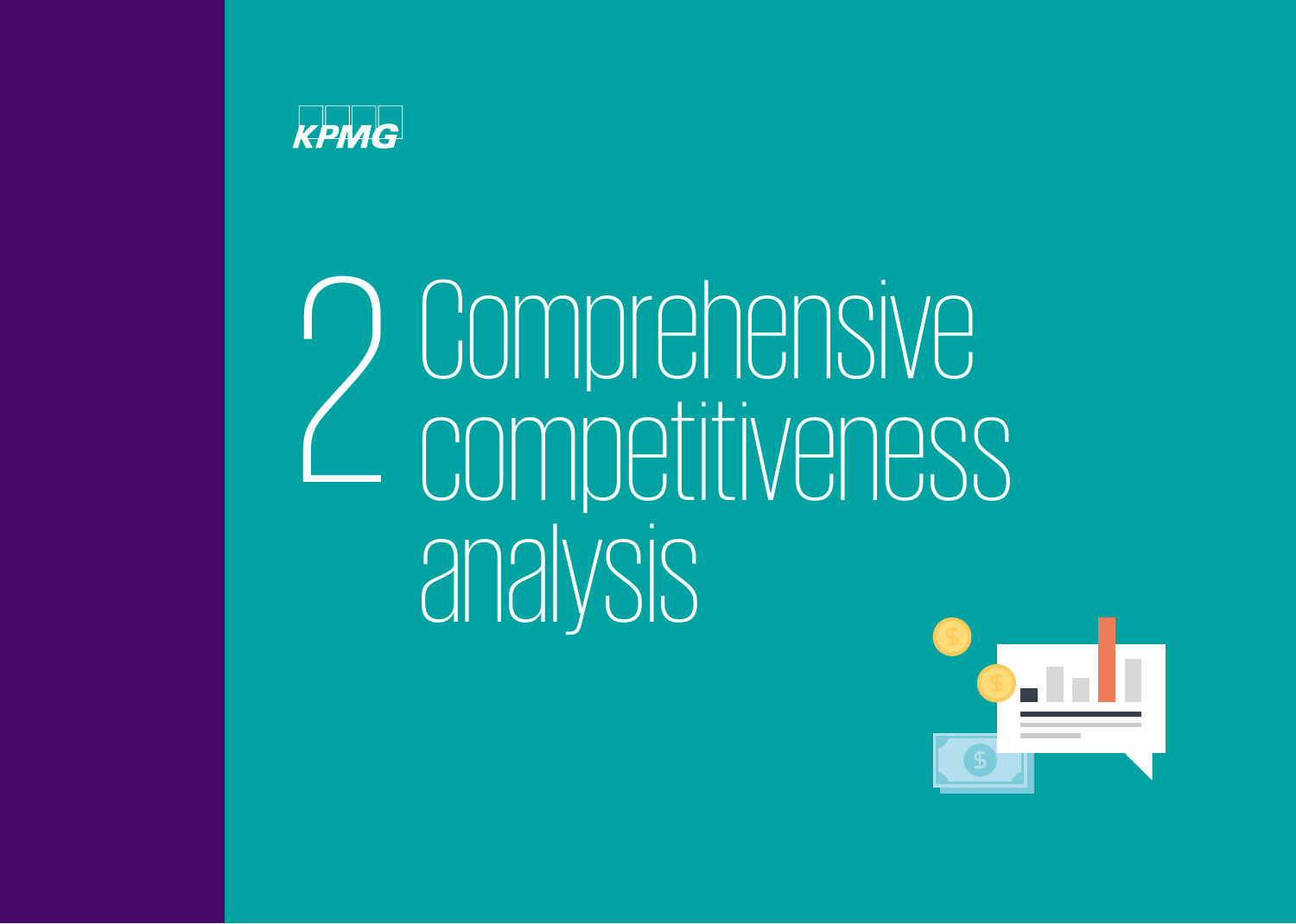# 2 Comprehensive competitiveness analysis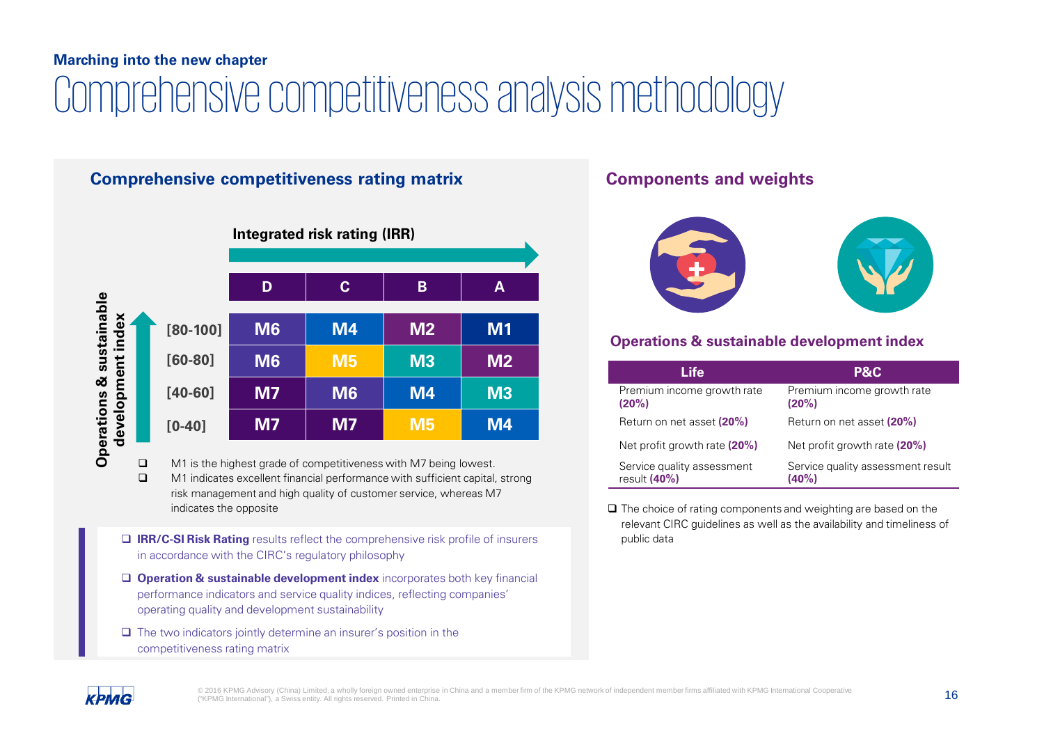**Marching into the new chapter**

# Comprehensive competitiveness analysis methodology

## Comprehensive competitiveness rating matrix

**Integrated risk rating (IRR)** →

| Operations & sustainable development index | D | C | B | A |
|---|---|---|---|---|
| [80-100] | M6 | M4 | M2 | M1 |
| [60-80] | M6 | M5 | M3 | M2 |
| [40-60] | M7 | M6 | M4 | M3 |
| [0-40] | M7 | M7 | M5 | M4 |

- M1 is the highest grade of competitiveness with M7 being lowest.
- M1 indicates excellent financial performance with sufficient capital, strong risk management and high quality of customer service, whereas M7 indicates the opposite

- **IRR/C-SI Risk Rating** results reflect the comprehensive risk profile of insurers in accordance with the CIRC's regulatory philosophy
- **Operation & sustainable development index** incorporates both key financial performance indicators and service quality indices, reflecting companies' operating quality and development sustainability
- The two indicators jointly determine an insurer's position in the competitiveness rating matrix

## Components and weights

### Operations & sustainable development index

| Life | P&C |
|---|---|
| Premium income growth rate **(20%)** | Premium income growth rate **(20%)** |
| Return on net asset **(20%)** | Return on net asset **(20%)** |
| Net profit growth rate **(20%)** | Net profit growth rate **(20%)** |
| Service quality assessment result **(40%)** | Service quality assessment result **(40%)** |

- The choice of rating components and weighting are based on the relevant CIRC guidelines as well as the availability and timeliness of public data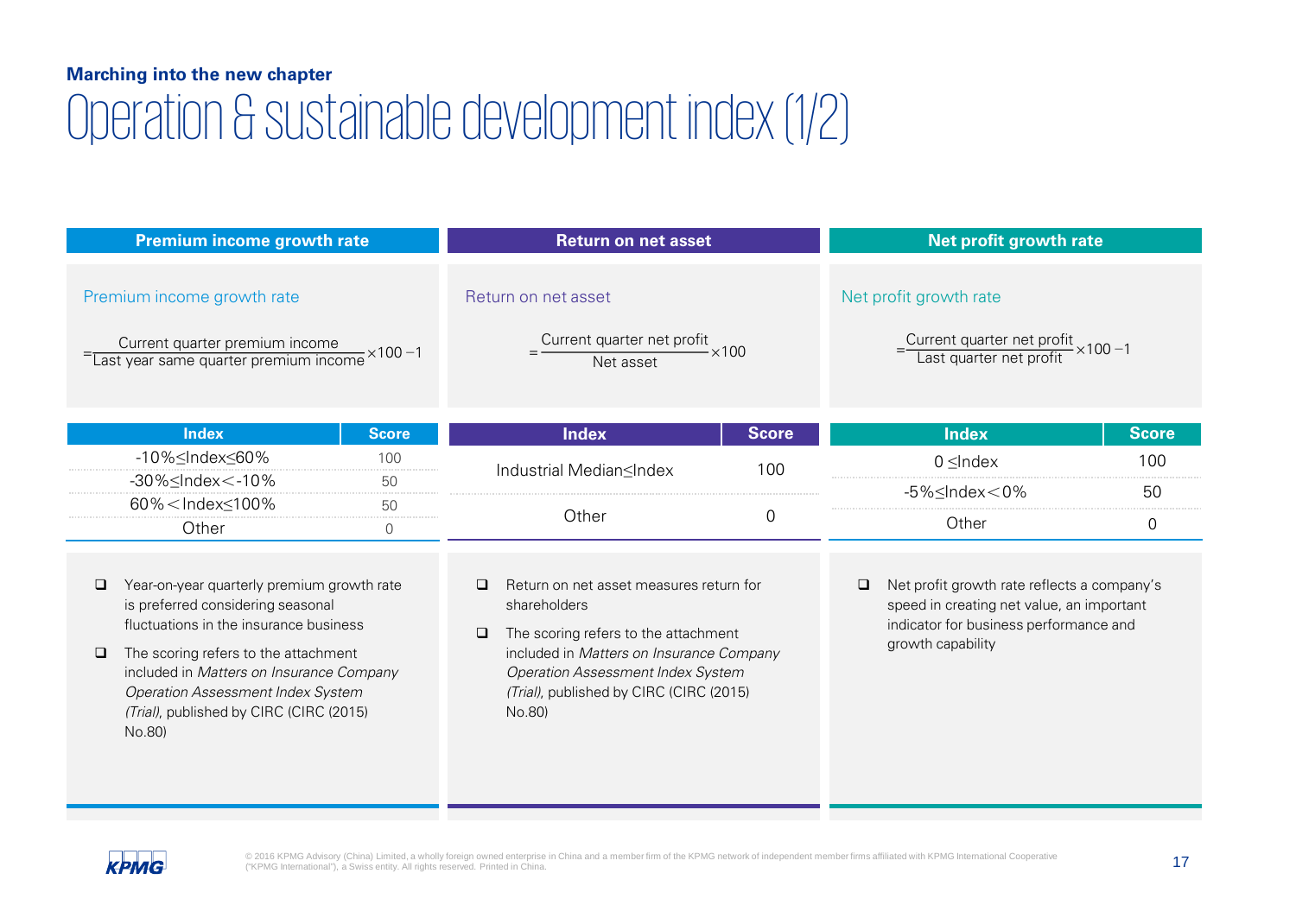**Marching into the new chapter**

# Operation & sustainable development index (1/2)

## Premium income growth rate

Premium income growth rate

$$= \frac{\text{Current quarter premium income}}{\text{Last year same quarter premium income}} \times 100 - 1$$

| Index | Score |
|---|---|
| -10%≤Index≤60% | 100 |
| -30%≤Index<-10% | 50 |
| 60%<Index≤100% | 50 |
| Other | 0 |

- Year-on-year quarterly premium growth rate is preferred considering seasonal fluctuations in the insurance business
- The scoring refers to the attachment included in *Matters on Insurance Company Operation Assessment Index System (Trial)*, published by CIRC (CIRC (2015) No.80)

## Return on net asset

Return on net asset

$$= \frac{\text{Current quarter net profit}}{\text{Net asset}} \times 100$$

| Index | Score |
|---|---|
| Industrial Median≤Index | 100 |
| Other | 0 |

- Return on net asset measures return for shareholders
- The scoring refers to the attachment included in *Matters on Insurance Company Operation Assessment Index System (Trial)*, published by CIRC (CIRC (2015) No.80)

## Net profit growth rate

Net profit growth rate

$$= \frac{\text{Current quarter net profit}}{\text{Last quarter net profit}} \times 100 - 1$$

| Index | Score |
|---|---|
| 0 ≤Index | 100 |
| -5%≤Index<0% | 50 |
| Other | 0 |

- Net profit growth rate reflects a company's speed in creating net value, an important indicator for business performance and growth capability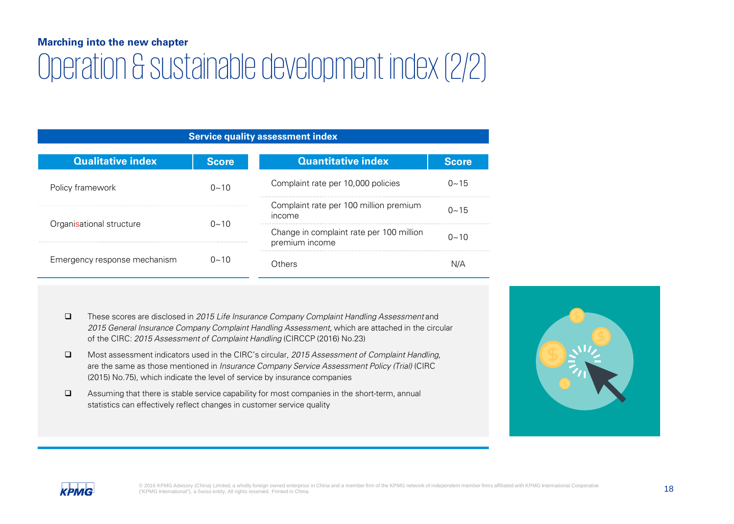**Marching into the new chapter**

# Operation & sustainable development index (2/2)

## Service quality assessment index

| Qualitative index | Score |
|---|---|
| Policy framework | 0~10 |
| Organisational structure | 0~10 |
| Emergency response mechanism | 0~10 |

| Quantitative index | Score |
|---|---|
| Complaint rate per 10,000 policies | 0~15 |
| Complaint rate per 100 million premium income | 0~15 |
| Change in complaint rate per 100 million premium income | 0~10 |
| Others | N/A |

- These scores are disclosed in *2015 Life Insurance Company Complaint Handling Assessment* and *2015 General Insurance Company Complaint Handling Assessment*, which are attached in the circular of the CIRC: *2015 Assessment of Complaint Handling* (CIRCCP (2016) No.23)
- Most assessment indicators used in the CIRC's circular, *2015 Assessment of Complaint Handling*, are the same as those mentioned in *Insurance Company Service Assessment Policy (Trial)* (CIRC (2015) No.75), which indicate the level of service by insurance companies
- Assuming that there is stable service capability for most companies in the short-term, annual statistics can effectively reflect changes in customer service quality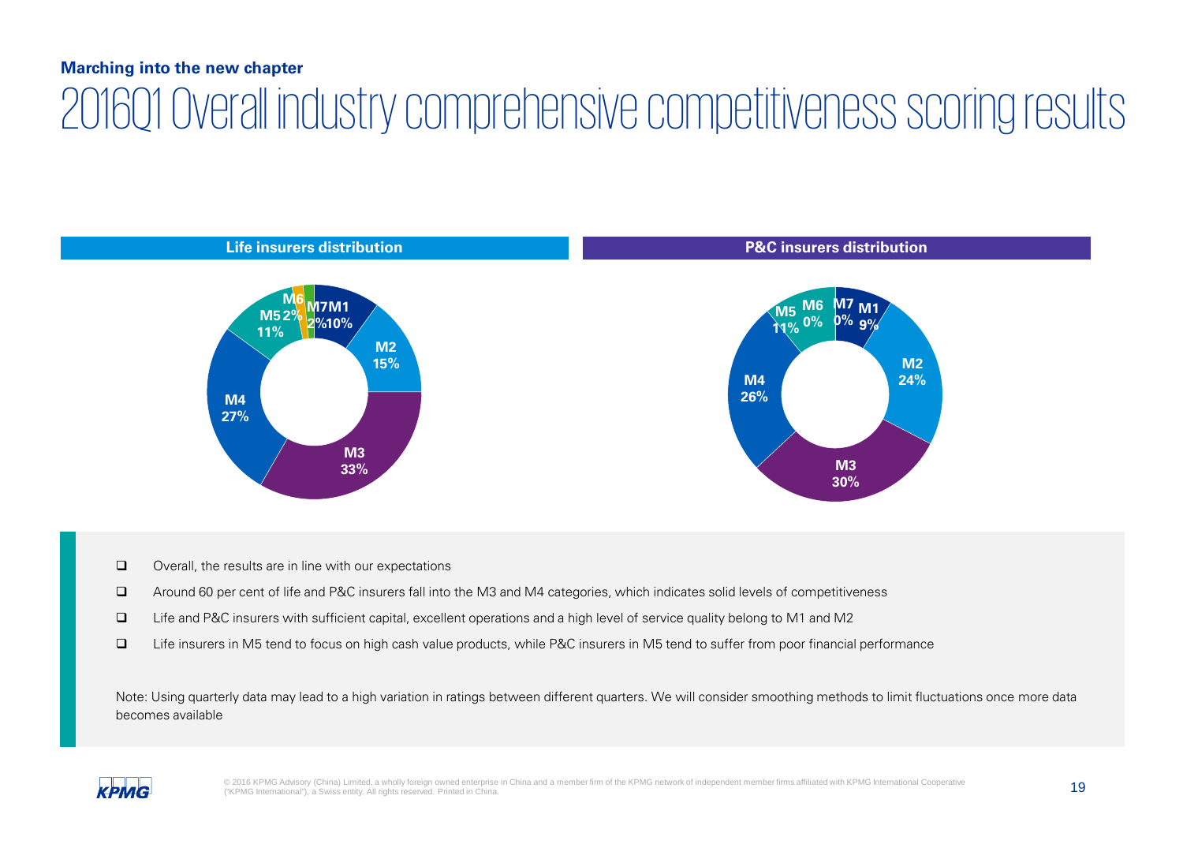**Marching into the new chapter**

# 2016Q1 Overall industry comprehensive competitiveness scoring results

**Life insurers distribution**

| Category | Share |
|---|---|
| M1 | 10% |
| M2 | 15% |
| M3 | 33% |
| M4 | 27% |
| M5 | 11% |
| M6 | 2% |
| M7 | 2% |

**P&C insurers distribution**

| Category | Share |
|---|---|
| M1 | 9% |
| M2 | 24% |
| M3 | 30% |
| M4 | 26% |
| M5 | 11% |
| M6 | 0% |
| M7 | 0% |

- Overall, the results are in line with our expectations
- Around 60 per cent of life and P&C insurers fall into the M3 and M4 categories, which indicates solid levels of competitiveness
- Life and P&C insurers with sufficient capital, excellent operations and a high level of service quality belong to M1 and M2
- Life insurers in M5 tend to focus on high cash value products, while P&C insurers in M5 tend to suffer from poor financial performance

Note: Using quarterly data may lead to a high variation in ratings between different quarters. We will consider smoothing methods to limit fluctuations once more data becomes available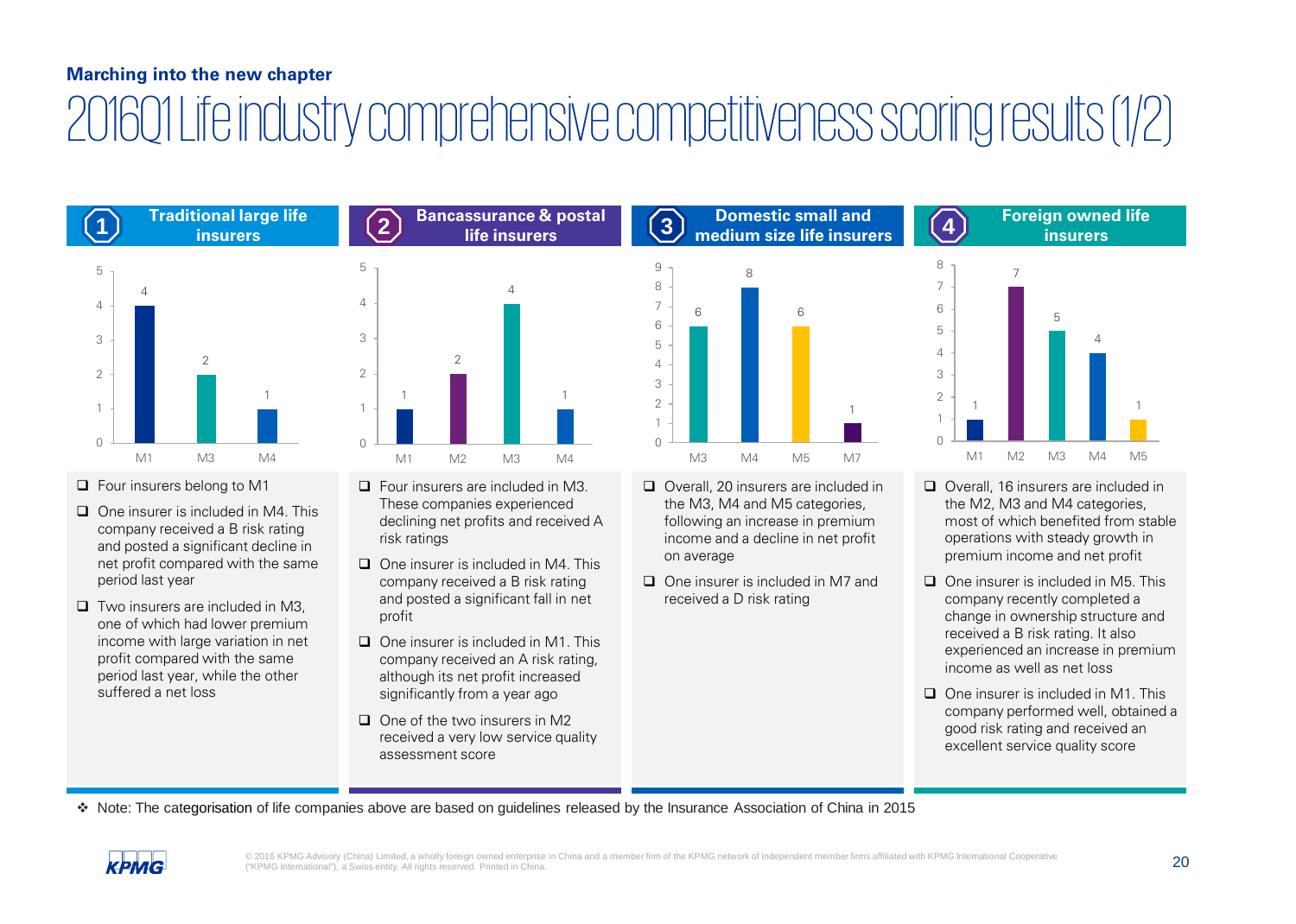**Marching into the new chapter**

# 2016Q1 Life industry comprehensive competitiveness scoring results (1/2)

## 1 Traditional large life insurers

| Category | Number of insurers |
|---|---|
| M1 | 4 |
| M3 | 2 |
| M4 | 1 |

- Four insurers belong to M1
- One insurer is included in M4. This company received a B risk rating and posted a significant decline in net profit compared with the same period last year
- Two insurers are included in M3, one of which had lower premium income with large variation in net profit compared with the same period last year, while the other suffered a net loss

## 2 Bancassurance & postal life insurers

| Category | Number of insurers |
|---|---|
| M1 | 1 |
| M2 | 2 |
| M3 | 4 |
| M4 | 1 |

- Four insurers are included in M3. These companies experienced declining net profits and received A risk ratings
- One insurer is included in M4. This company received a B risk rating and posted a significant fall in net profit
- One insurer is included in M1. This company received an A risk rating, although its net profit increased significantly from a year ago
- One of the two insurers in M2 received a very low service quality assessment score

## 3 Domestic small and medium size life insurers

| Category | Number of insurers |
|---|---|
| M3 | 6 |
| M4 | 8 |
| M5 | 6 |
| M7 | 1 |

- Overall, 20 insurers are included in the M3, M4 and M5 categories, following an increase in premium income and a decline in net profit on average
- One insurer is included in M7 and received a D risk rating

## 4 Foreign owned life insurers

| Category | Number of insurers |
|---|---|
| M1 | 1 |
| M2 | 7 |
| M3 | 5 |
| M4 | 4 |
| M5 | 1 |

- Overall, 16 insurers are included in the M2, M3 and M4 categories, most of which benefited from stable operations with steady growth in premium income and net profit
- One insurer is included in M5. This company recently completed a change in ownership structure and received a B risk rating. It also experienced an increase in premium income as well as net loss
- One insurer is included in M1. This company performed well, obtained a good risk rating and received an excellent service quality score

❖ Note: The categorisation of life companies above are based on guidelines released by the Insurance Association of China in 2015

© 2016 KPMG Advisory (China) Limited, a wholly foreign owned enterprise in China and a member firm of the KPMG network of independent member firms affiliated with KPMG International Cooperative ("KPMG International"), a Swiss entity. All rights reserved. Printed in China.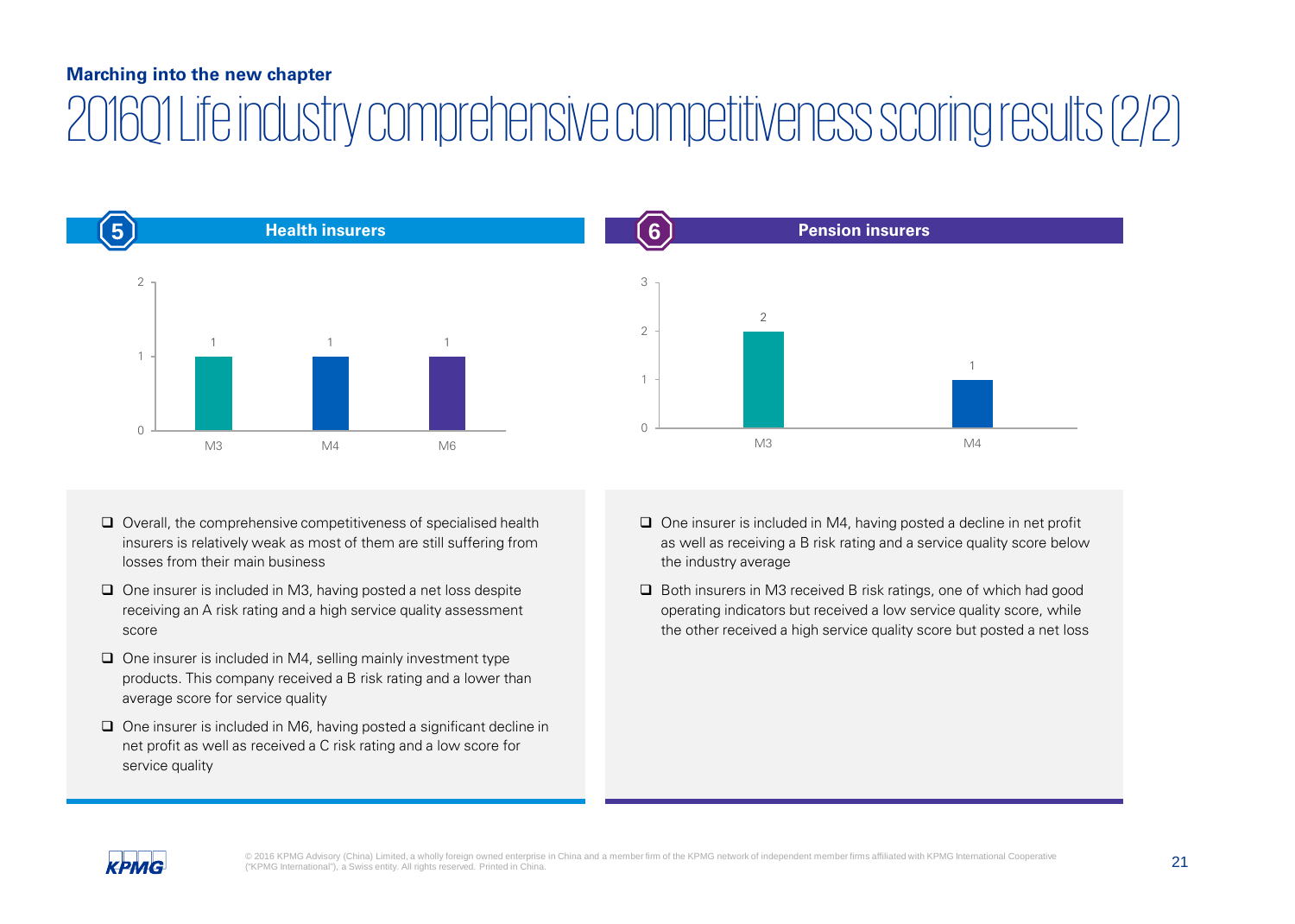**Marching into the new chapter**

# 2016Q1 Life industry comprehensive competitiveness scoring results (2/2)

## 5 Health insurers

| | M3 | M4 | M6 |
|---|---|---|---|
| Number of insurers | 1 | 1 | 1 |

- Overall, the comprehensive competitiveness of specialised health insurers is relatively weak as most of them are still suffering from losses from their main business
- One insurer is included in M3, having posted a net loss despite receiving an A risk rating and a high service quality assessment score
- One insurer is included in M4, selling mainly investment type products. This company received a B risk rating and a lower than average score for service quality
- One insurer is included in M6, having posted a significant decline in net profit as well as received a C risk rating and a low score for service quality

## 6 Pension insurers

| | M3 | M4 |
|---|---|---|
| Number of insurers | 2 | 1 |

- One insurer is included in M4, having posted a decline in net profit as well as receiving a B risk rating and a service quality score below the industry average
- Both insurers in M3 received B risk ratings, one of which had good operating indicators but received a low service quality score, while the other received a high service quality score but posted a net loss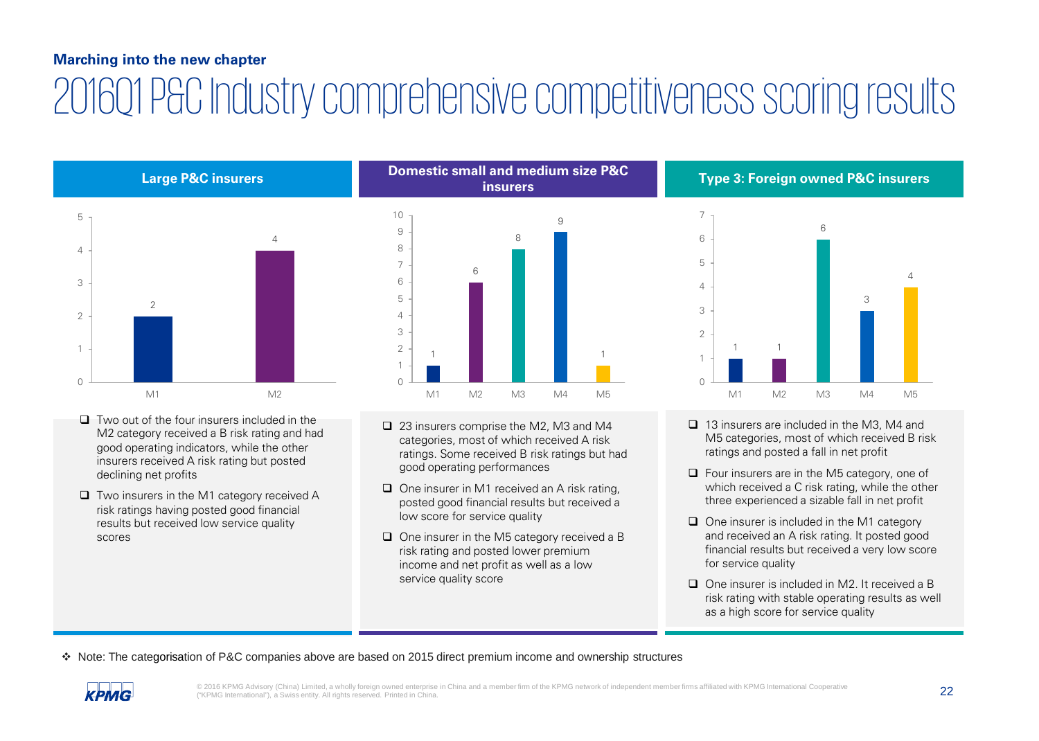**Marching into the new chapter**

# 2016Q1 P&C Industry comprehensive competitiveness scoring results

## Large P&C insurers

| Category | Number of insurers |
|---|---|
| M1 | 2 |
| M2 | 4 |

- Two out of the four insurers included in the M2 category received a B risk rating and had good operating indicators, while the other insurers received A risk rating but posted declining net profits
- Two insurers in the M1 category received A risk ratings having posted good financial results but received low service quality scores

## Domestic small and medium size P&C insurers

| Category | Number of insurers |
|---|---|
| M1 | 1 |
| M2 | 6 |
| M3 | 8 |
| M4 | 9 |
| M5 | 1 |

- 23 insurers comprise the M2, M3 and M4 categories, most of which received A risk ratings. Some received B risk ratings but had good operating performances
- One insurer in M1 received an A risk rating, posted good financial results but received a low score for service quality
- One insurer in the M5 category received a B risk rating and posted lower premium income and net profit as well as a low service quality score

## Type 3: Foreign owned P&C insurers

| Category | Number of insurers |
|---|---|
| M1 | 1 |
| M2 | 1 |
| M3 | 6 |
| M4 | 3 |
| M5 | 4 |

- 13 insurers are included in the M3, M4 and M5 categories, most of which received B risk ratings and posted a fall in net profit
- Four insurers are in the M5 category, one of which received a C risk rating, while the other three experienced a sizable fall in net profit
- One insurer is included in the M1 category and received an A risk rating. It posted good financial results but received a very low score for service quality
- One insurer is included in M2. It received a B risk rating with stable operating results as well as a high score for service quality

❖ Note: The categorisation of P&C companies above are based on 2015 direct premium income and ownership structures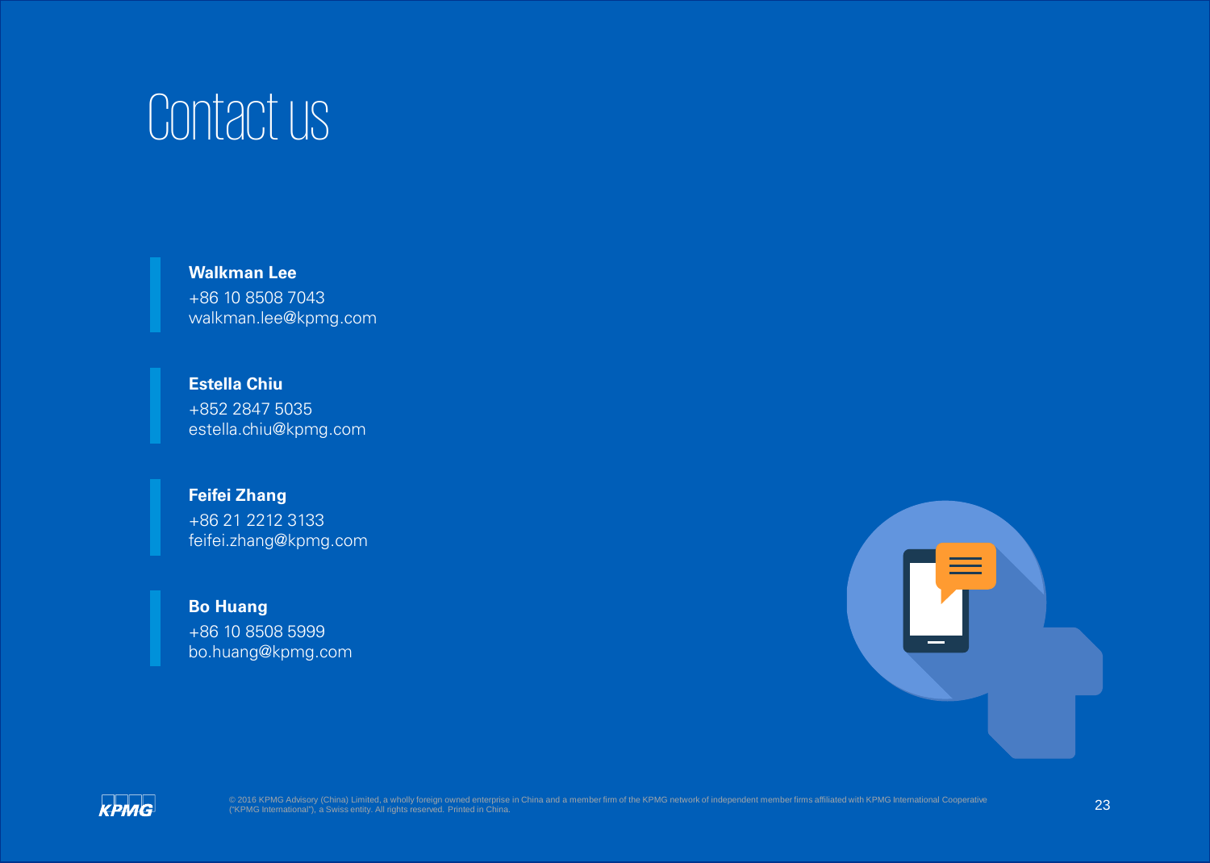# Contact us

**Walkman Lee**
+86 10 8508 7043
walkman.lee@kpmg.com

**Estella Chiu**
+852 2847 5035
estella.chiu@kpmg.com

**Feifei Zhang**
+86 21 2212 3133
feifei.zhang@kpmg.com

**Bo Huang**
+86 10 8508 5999
bo.huang@kpmg.com

© 2016 KPMG Advisory (China) Limited, a wholly foreign owned enterprise in China and a member firm of the KPMG network of independent member firms affiliated with KPMG International Cooperative ("KPMG International"), a Swiss entity. All rights reserved. Printed in China.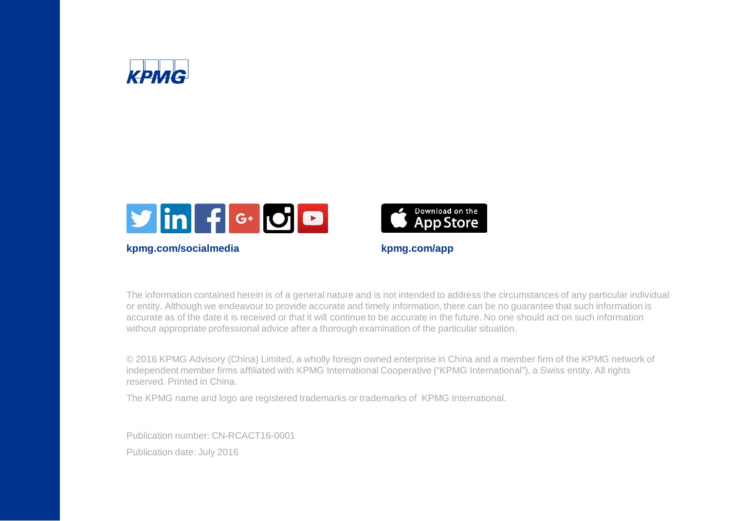kpmg.com/socialmedia

kpmg.com/app

The information contained herein is of a general nature and is not intended to address the circumstances of any particular individual or entity. Although we endeavour to provide accurate and timely information, there can be no guarantee that such information is accurate as of the date it is received or that it will continue to be accurate in the future. No one should act on such information without appropriate professional advice after a thorough examination of the particular situation.

© 2016 KPMG Advisory (China) Limited, a wholly foreign owned enterprise in China and a member firm of the KPMG network of independent member firms affiliated with KPMG International Cooperative ("KPMG International"), a Swiss entity. All rights reserved. Printed in China.

The KPMG name and logo are registered trademarks or trademarks of KPMG International.

Publication number: CN-RCACT16-0001

Publication date: July 2016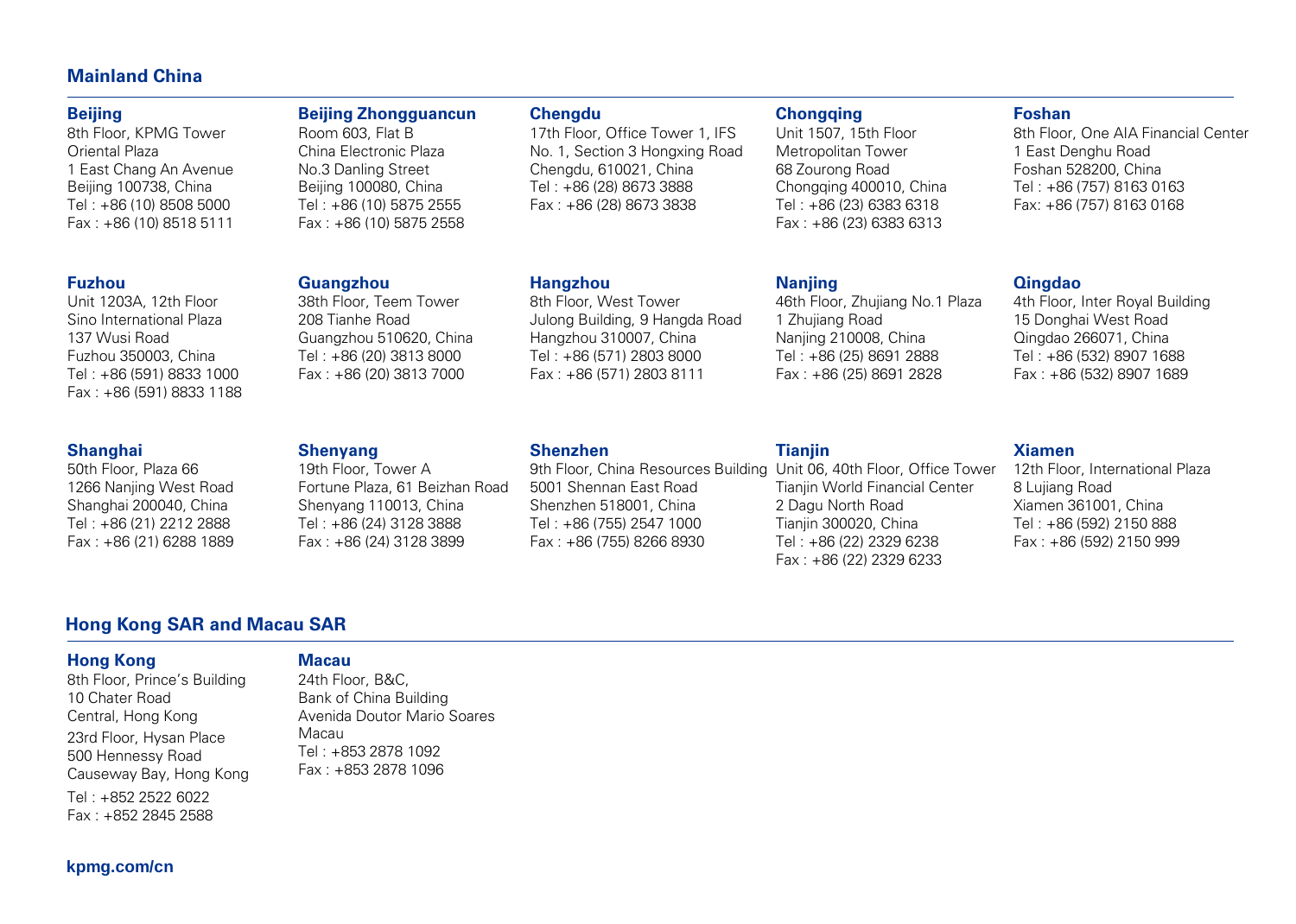## Mainland China

### Beijing

8th Floor, KPMG Tower
Oriental Plaza
1 East Chang An Avenue
Beijing 100738, China
Tel : +86 (10) 8508 5000
Fax : +86 (10) 8518 5111

### Beijing Zhongguancun

Room 603, Flat B
China Electronic Plaza
No.3 Danling Street
Beijing 100080, China
Tel : +86 (10) 5875 2555
Fax : +86 (10) 5875 2558

### Chengdu

17th Floor, Office Tower 1, IFS
No. 1, Section 3 Hongxing Road
Chengdu, 610021, China
Tel : +86 (28) 8673 3888
Fax : +86 (28) 8673 3838

### Chongqing

Unit 1507, 15th Floor
Metropolitan Tower
68 Zourong Road
Chongqing 400010, China
Tel : +86 (23) 6383 6318
Fax : +86 (23) 6383 6313

### Foshan

8th Floor, One AIA Financial Center
1 East Denghu Road
Foshan 528200, China
Tel : +86 (757) 8163 0163
Fax: +86 (757) 8163 0168

### Fuzhou

Unit 1203A, 12th Floor
Sino International Plaza
137 Wusi Road
Fuzhou 350003, China
Tel : +86 (591) 8833 1000
Fax : +86 (591) 8833 1188

### Guangzhou

38th Floor, Teem Tower
208 Tianhe Road
Guangzhou 510620, China
Tel : +86 (20) 3813 8000
Fax : +86 (20) 3813 7000

### Hangzhou

8th Floor, West Tower
Julong Building, 9 Hangda Road
Hangzhou 310007, China
Tel : +86 (571) 2803 8000
Fax : +86 (571) 2803 8111

### Nanjing

46th Floor, Zhujiang No.1 Plaza
1 Zhujiang Road
Nanjing 210008, China
Tel : +86 (25) 8691 2888
Fax : +86 (25) 8691 2828

### Qingdao

4th Floor, Inter Royal Building
15 Donghai West Road
Qingdao 266071, China
Tel : +86 (532) 8907 1688
Fax : +86 (532) 8907 1689

### Shanghai

50th Floor, Plaza 66
1266 Nanjing West Road
Shanghai 200040, China
Tel : +86 (21) 2212 2888
Fax : +86 (21) 6288 1889

### Shenyang

19th Floor, Tower A
Fortune Plaza, 61 Beizhan Road
Shenyang 110013, China
Tel : +86 (24) 3128 3888
Fax : +86 (24) 3128 3899

### Shenzhen

9th Floor, China Resources Building
5001 Shennan East Road
Shenzhen 518001, China
Tel : +86 (755) 2547 1000
Fax : +86 (755) 8266 8930

### Tianjin

Unit 06, 40th Floor, Office Tower
Tianjin World Financial Center
2 Dagu North Road
Tianjin 300020, China
Tel : +86 (22) 2329 6238
Fax : +86 (22) 2329 6233

### Xiamen

12th Floor, International Plaza
8 Lujiang Road
Xiamen 361001, China
Tel : +86 (592) 2150 888
Fax : +86 (592) 2150 999

## Hong Kong SAR and Macau SAR

### Hong Kong

8th Floor, Prince's Building
10 Chater Road
Central, Hong Kong

23rd Floor, Hysan Place
500 Hennessy Road
Causeway Bay, Hong Kong

Tel : +852 2522 6022
Fax : +852 2845 2588

### Macau

24th Floor, B&C,
Bank of China Building
Avenida Doutor Mario Soares
Macau
Tel : +853 2878 1092
Fax : +853 2878 1096

**kpmg.com/cn**